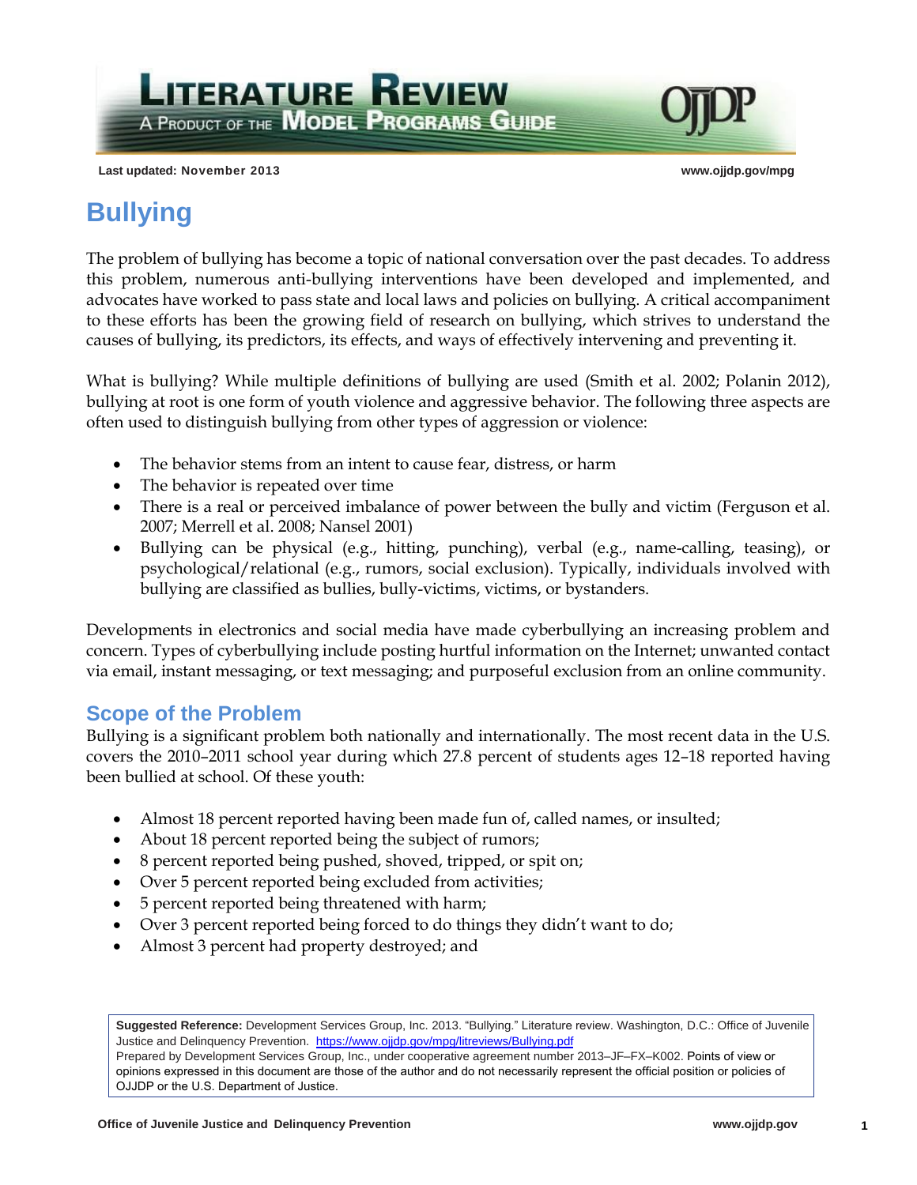# Literature Review

A Product of the Model Programs Guide

Last updated: November 2013

www.ojjdp.gov/mpg

# Bullying

The problem of bullying has become a topic of national conversation over the past decades. To address this problem, numerous anti-bullying interventions have been developed and implemented, and advocates have worked to pass state and local laws and policies on bullying. A critical accompaniment to these efforts has been the growing field of research on bullying, which strives to understand the causes of bullying, its predictors, its effects, and ways of effectively intervening and preventing it.

What is bullying? While multiple definitions of bullying are used (Smith et al. 2002; Polanin 2012), bullying at root is one form of youth violence and aggressive behavior. The following three aspects are often used to distinguish bullying from other types of aggression or violence:

- The behavior stems from an intent to cause fear, distress, or harm
- The behavior is repeated over time
- There is a real or perceived imbalance of power between the bully and victim (Ferguson et al. 2007; Merrell et al. 2008; Nansel 2001)
- Bullying can be physical (e.g., hitting, punching), verbal (e.g., name-calling, teasing), or psychological/relational (e.g., rumors, social exclusion). Typically, individuals involved with bullying are classified as bullies, bully-victims, victims, or bystanders.

Developments in electronics and social media have made cyberbullying an increasing problem and concern. Types of cyberbullying include posting hurtful information on the Internet; unwanted contact via email, instant messaging, or text messaging; and purposeful exclusion from an online community.

## Scope of the Problem

Bullying is a significant problem both nationally and internationally. The most recent data in the U.S. covers the 2010–2011 school year during which 27.8 percent of students ages 12–18 reported having been bullied at school. Of these youth:

- Almost 18 percent reported having been made fun of, called names, or insulted;
- About 18 percent reported being the subject of rumors;
- 8 percent reported being pushed, shoved, tripped, or spit on;
- Over 5 percent reported being excluded from activities;
- 5 percent reported being threatened with harm;
- Over 3 percent reported being forced to do things they didn't want to do;
- Almost 3 percent had property destroyed; and

**Suggested Reference:** Development Services Group, Inc. 2013. "Bullying." Literature review. Washington, D.C.: Office of Juvenile Justice and Delinquency Prevention. https://www.ojjdp.gov/mpg/litreviews/Bullying.pdf
Prepared by Development Services Group, Inc., under cooperative agreement number 2013–JF–FX–K002. Points of view or opinions expressed in this document are those of the author and do not necessarily represent the official position or policies of OJJDP or the U.S. Department of Justice.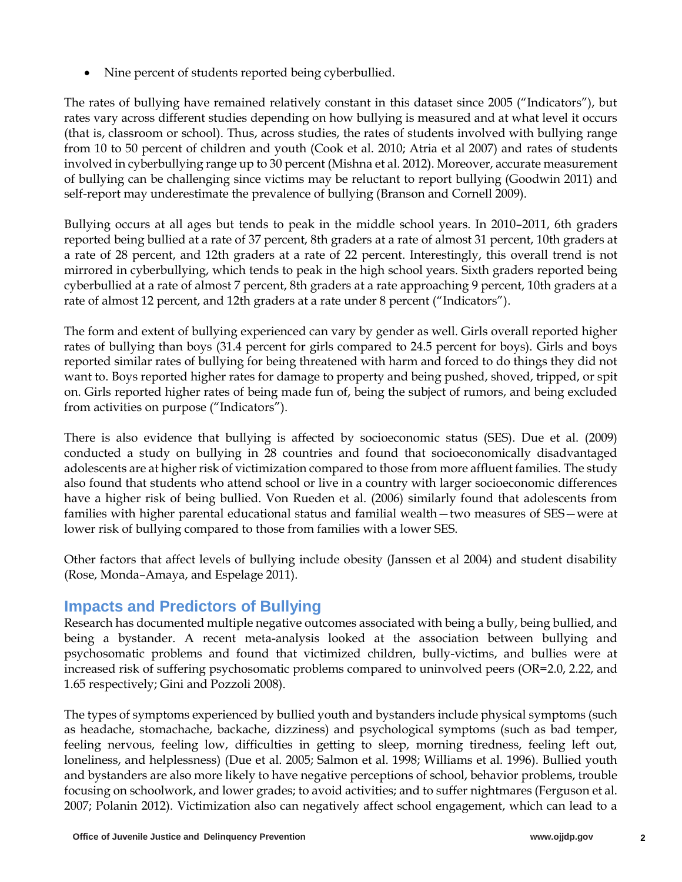- Nine percent of students reported being cyberbullied.

The rates of bullying have remained relatively constant in this dataset since 2005 ("Indicators"), but rates vary across different studies depending on how bullying is measured and at what level it occurs (that is, classroom or school). Thus, across studies, the rates of students involved with bullying range from 10 to 50 percent of children and youth (Cook et al. 2010; Atria et al 2007) and rates of students involved in cyberbullying range up to 30 percent (Mishna et al. 2012). Moreover, accurate measurement of bullying can be challenging since victims may be reluctant to report bullying (Goodwin 2011) and self-report may underestimate the prevalence of bullying (Branson and Cornell 2009).

Bullying occurs at all ages but tends to peak in the middle school years. In 2010–2011, 6th graders reported being bullied at a rate of 37 percent, 8th graders at a rate of almost 31 percent, 10th graders at a rate of 28 percent, and 12th graders at a rate of 22 percent. Interestingly, this overall trend is not mirrored in cyberbullying, which tends to peak in the high school years. Sixth graders reported being cyberbullied at a rate of almost 7 percent, 8th graders at a rate approaching 9 percent, 10th graders at a rate of almost 12 percent, and 12th graders at a rate under 8 percent ("Indicators").

The form and extent of bullying experienced can vary by gender as well. Girls overall reported higher rates of bullying than boys (31.4 percent for girls compared to 24.5 percent for boys). Girls and boys reported similar rates of bullying for being threatened with harm and forced to do things they did not want to. Boys reported higher rates for damage to property and being pushed, shoved, tripped, or spit on. Girls reported higher rates of being made fun of, being the subject of rumors, and being excluded from activities on purpose ("Indicators").

There is also evidence that bullying is affected by socioeconomic status (SES). Due et al. (2009) conducted a study on bullying in 28 countries and found that socioeconomically disadvantaged adolescents are at higher risk of victimization compared to those from more affluent families. The study also found that students who attend school or live in a country with larger socioeconomic differences have a higher risk of being bullied. Von Rueden et al. (2006) similarly found that adolescents from families with higher parental educational status and familial wealth—two measures of SES—were at lower risk of bullying compared to those from families with a lower SES.

Other factors that affect levels of bullying include obesity (Janssen et al 2004) and student disability (Rose, Monda–Amaya, and Espelage 2011).

## Impacts and Predictors of Bullying

Research has documented multiple negative outcomes associated with being a bully, being bullied, and being a bystander. A recent meta-analysis looked at the association between bullying and psychosomatic problems and found that victimized children, bully-victims, and bullies were at increased risk of suffering psychosomatic problems compared to uninvolved peers (OR=2.0, 2.22, and 1.65 respectively; Gini and Pozzoli 2008).

The types of symptoms experienced by bullied youth and bystanders include physical symptoms (such as headache, stomachache, backache, dizziness) and psychological symptoms (such as bad temper, feeling nervous, feeling low, difficulties in getting to sleep, morning tiredness, feeling left out, loneliness, and helplessness) (Due et al. 2005; Salmon et al. 1998; Williams et al. 1996). Bullied youth and bystanders are also more likely to have negative perceptions of school, behavior problems, trouble focusing on schoolwork, and lower grades; to avoid activities; and to suffer nightmares (Ferguson et al. 2007; Polanin 2012). Victimization also can negatively affect school engagement, which can lead to a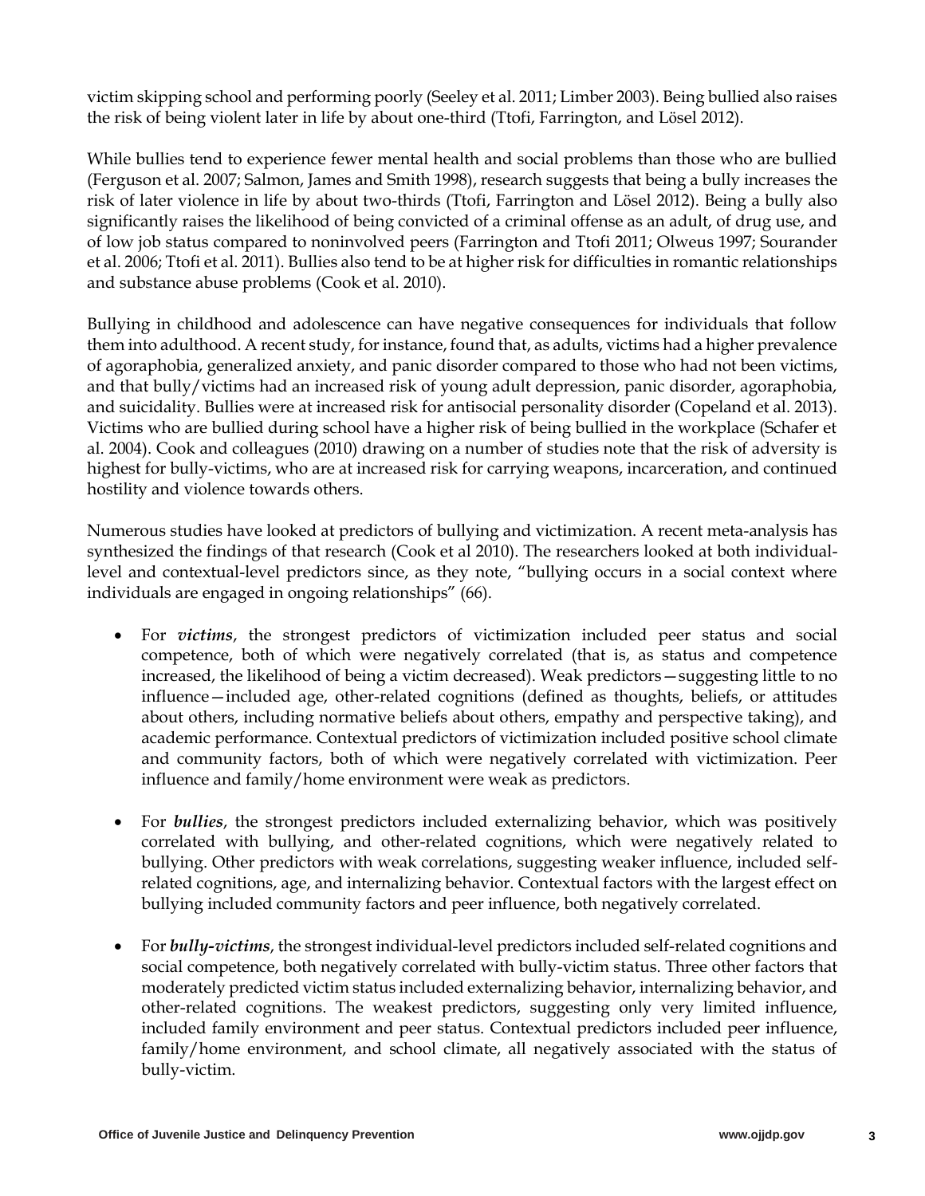victim skipping school and performing poorly (Seeley et al. 2011; Limber 2003). Being bullied also raises the risk of being violent later in life by about one-third (Ttofi, Farrington, and Lösel 2012).

While bullies tend to experience fewer mental health and social problems than those who are bullied (Ferguson et al. 2007; Salmon, James and Smith 1998), research suggests that being a bully increases the risk of later violence in life by about two-thirds (Ttofi, Farrington and Lösel 2012). Being a bully also significantly raises the likelihood of being convicted of a criminal offense as an adult, of drug use, and of low job status compared to noninvolved peers (Farrington and Ttofi 2011; Olweus 1997; Sourander et al. 2006; Ttofi et al. 2011). Bullies also tend to be at higher risk for difficulties in romantic relationships and substance abuse problems (Cook et al. 2010).

Bullying in childhood and adolescence can have negative consequences for individuals that follow them into adulthood. A recent study, for instance, found that, as adults, victims had a higher prevalence of agoraphobia, generalized anxiety, and panic disorder compared to those who had not been victims, and that bully/victims had an increased risk of young adult depression, panic disorder, agoraphobia, and suicidality. Bullies were at increased risk for antisocial personality disorder (Copeland et al. 2013). Victims who are bullied during school have a higher risk of being bullied in the workplace (Schafer et al. 2004). Cook and colleagues (2010) drawing on a number of studies note that the risk of adversity is highest for bully-victims, who are at increased risk for carrying weapons, incarceration, and continued hostility and violence towards others.

Numerous studies have looked at predictors of bullying and victimization. A recent meta-analysis has synthesized the findings of that research (Cook et al 2010). The researchers looked at both individual-level and contextual-level predictors since, as they note, "bullying occurs in a social context where individuals are engaged in ongoing relationships" (66).

- For ***victims***, the strongest predictors of victimization included peer status and social competence, both of which were negatively correlated (that is, as status and competence increased, the likelihood of being a victim decreased). Weak predictors—suggesting little to no influence—included age, other-related cognitions (defined as thoughts, beliefs, or attitudes about others, including normative beliefs about others, empathy and perspective taking), and academic performance. Contextual predictors of victimization included positive school climate and community factors, both of which were negatively correlated with victimization. Peer influence and family/home environment were weak as predictors.

- For ***bullies***, the strongest predictors included externalizing behavior, which was positively correlated with bullying, and other-related cognitions, which were negatively related to bullying. Other predictors with weak correlations, suggesting weaker influence, included self-related cognitions, age, and internalizing behavior. Contextual factors with the largest effect on bullying included community factors and peer influence, both negatively correlated.

- For ***bully-victims***, the strongest individual-level predictors included self-related cognitions and social competence, both negatively correlated with bully-victim status. Three other factors that moderately predicted victim status included externalizing behavior, internalizing behavior, and other-related cognitions. The weakest predictors, suggesting only very limited influence, included family environment and peer status. Contextual predictors included peer influence, family/home environment, and school climate, all negatively associated with the status of bully-victim.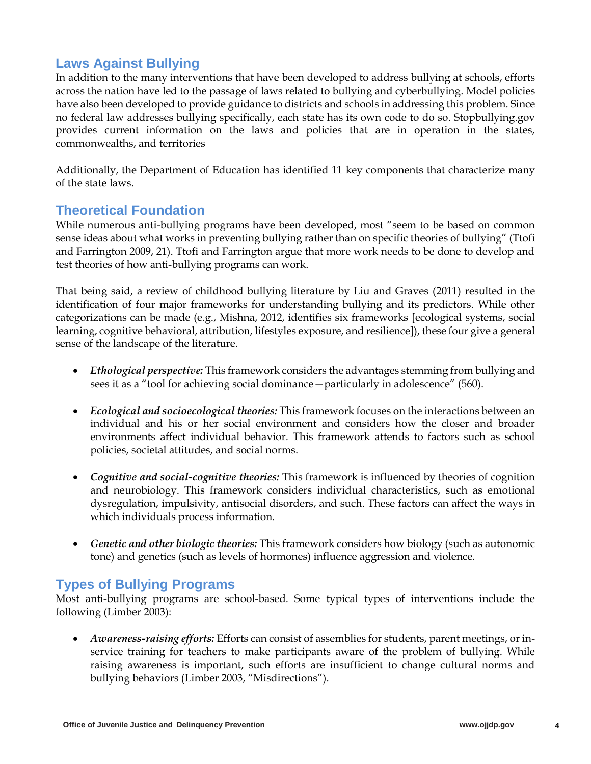## Laws Against Bullying

In addition to the many interventions that have been developed to address bullying at schools, efforts across the nation have led to the passage of laws related to bullying and cyberbullying. Model policies have also been developed to provide guidance to districts and schools in addressing this problem. Since no federal law addresses bullying specifically, each state has its own code to do so. Stopbullying.gov provides current information on the laws and policies that are in operation in the states, commonwealths, and territories

Additionally, the Department of Education has identified 11 key components that characterize many of the state laws.

## Theoretical Foundation

While numerous anti-bullying programs have been developed, most "seem to be based on common sense ideas about what works in preventing bullying rather than on specific theories of bullying" (Ttofi and Farrington 2009, 21). Ttofi and Farrington argue that more work needs to be done to develop and test theories of how anti-bullying programs can work.

That being said, a review of childhood bullying literature by Liu and Graves (2011) resulted in the identification of four major frameworks for understanding bullying and its predictors. While other categorizations can be made (e.g., Mishna, 2012, identifies six frameworks [ecological systems, social learning, cognitive behavioral, attribution, lifestyles exposure, and resilience]), these four give a general sense of the landscape of the literature.

- ***Ethological perspective:*** This framework considers the advantages stemming from bullying and sees it as a "tool for achieving social dominance—particularly in adolescence" (560).
- ***Ecological and socioecological theories:*** This framework focuses on the interactions between an individual and his or her social environment and considers how the closer and broader environments affect individual behavior. This framework attends to factors such as school policies, societal attitudes, and social norms.
- ***Cognitive and social-cognitive theories:*** This framework is influenced by theories of cognition and neurobiology. This framework considers individual characteristics, such as emotional dysregulation, impulsivity, antisocial disorders, and such. These factors can affect the ways in which individuals process information.
- ***Genetic and other biologic theories:*** This framework considers how biology (such as autonomic tone) and genetics (such as levels of hormones) influence aggression and violence.

## Types of Bullying Programs

Most anti-bullying programs are school-based. Some typical types of interventions include the following (Limber 2003):

- ***Awareness-raising efforts:*** Efforts can consist of assemblies for students, parent meetings, or in-service training for teachers to make participants aware of the problem of bullying. While raising awareness is important, such efforts are insufficient to change cultural norms and bullying behaviors (Limber 2003, "Misdirections").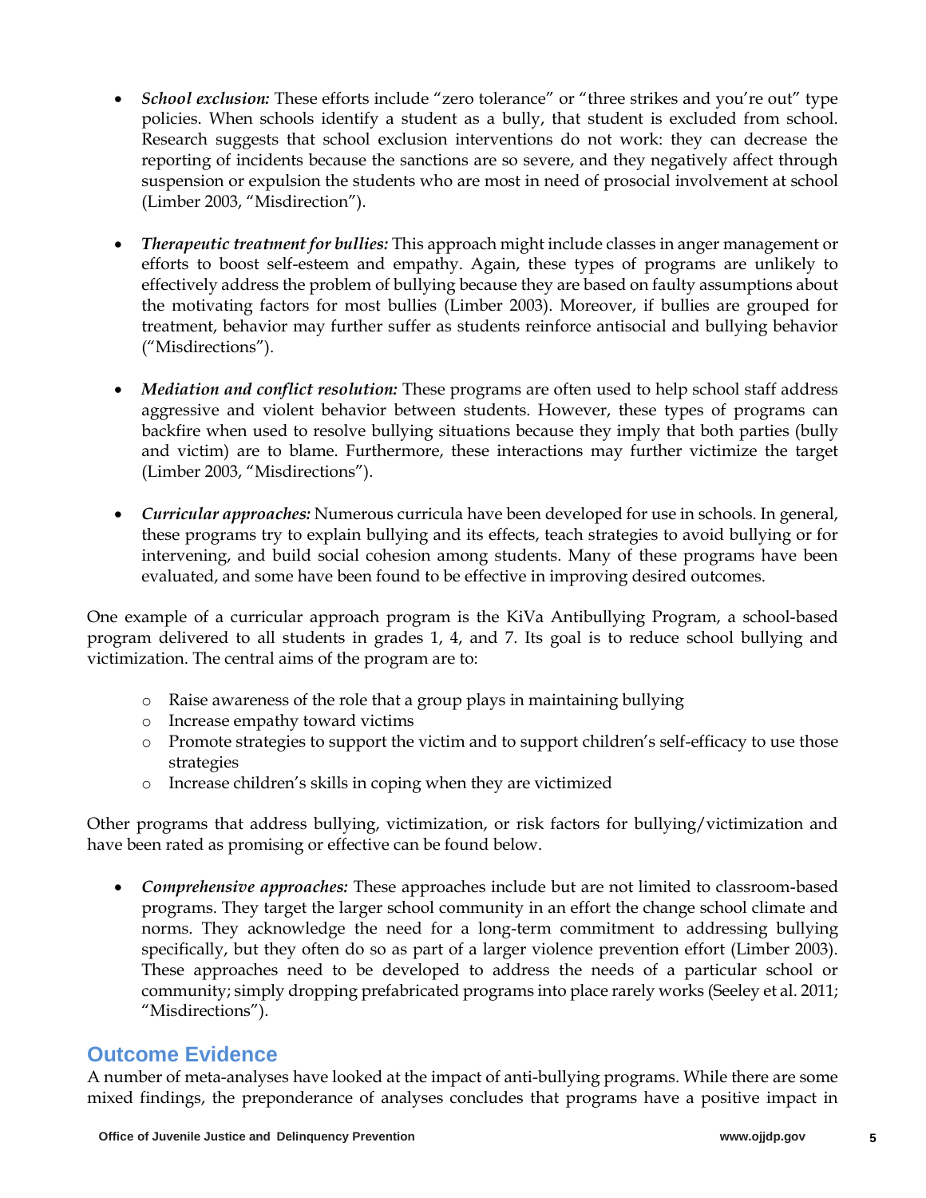- ***School exclusion:*** These efforts include "zero tolerance" or "three strikes and you're out" type policies. When schools identify a student as a bully, that student is excluded from school. Research suggests that school exclusion interventions do not work: they can decrease the reporting of incidents because the sanctions are so severe, and they negatively affect through suspension or expulsion the students who are most in need of prosocial involvement at school (Limber 2003, "Misdirection").

- ***Therapeutic treatment for bullies:*** This approach might include classes in anger management or efforts to boost self-esteem and empathy. Again, these types of programs are unlikely to effectively address the problem of bullying because they are based on faulty assumptions about the motivating factors for most bullies (Limber 2003). Moreover, if bullies are grouped for treatment, behavior may further suffer as students reinforce antisocial and bullying behavior ("Misdirections").

- ***Mediation and conflict resolution:*** These programs are often used to help school staff address aggressive and violent behavior between students. However, these types of programs can backfire when used to resolve bullying situations because they imply that both parties (bully and victim) are to blame. Furthermore, these interactions may further victimize the target (Limber 2003, "Misdirections").

- ***Curricular approaches:*** Numerous curricula have been developed for use in schools. In general, these programs try to explain bullying and its effects, teach strategies to avoid bullying or for intervening, and build social cohesion among students. Many of these programs have been evaluated, and some have been found to be effective in improving desired outcomes.

One example of a curricular approach program is the KiVa Antibullying Program, a school-based program delivered to all students in grades 1, 4, and 7. Its goal is to reduce school bullying and victimization. The central aims of the program are to:

- Raise awareness of the role that a group plays in maintaining bullying
- Increase empathy toward victims
- Promote strategies to support the victim and to support children's self-efficacy to use those strategies
- Increase children's skills in coping when they are victimized

Other programs that address bullying, victimization, or risk factors for bullying/victimization and have been rated as promising or effective can be found below.

- ***Comprehensive approaches:*** These approaches include but are not limited to classroom-based programs. They target the larger school community in an effort the change school climate and norms. They acknowledge the need for a long-term commitment to addressing bullying specifically, but they often do so as part of a larger violence prevention effort (Limber 2003). These approaches need to be developed to address the needs of a particular school or community; simply dropping prefabricated programs into place rarely works (Seeley et al. 2011; "Misdirections").

## Outcome Evidence

A number of meta-analyses have looked at the impact of anti-bullying programs. While there are some mixed findings, the preponderance of analyses concludes that programs have a positive impact in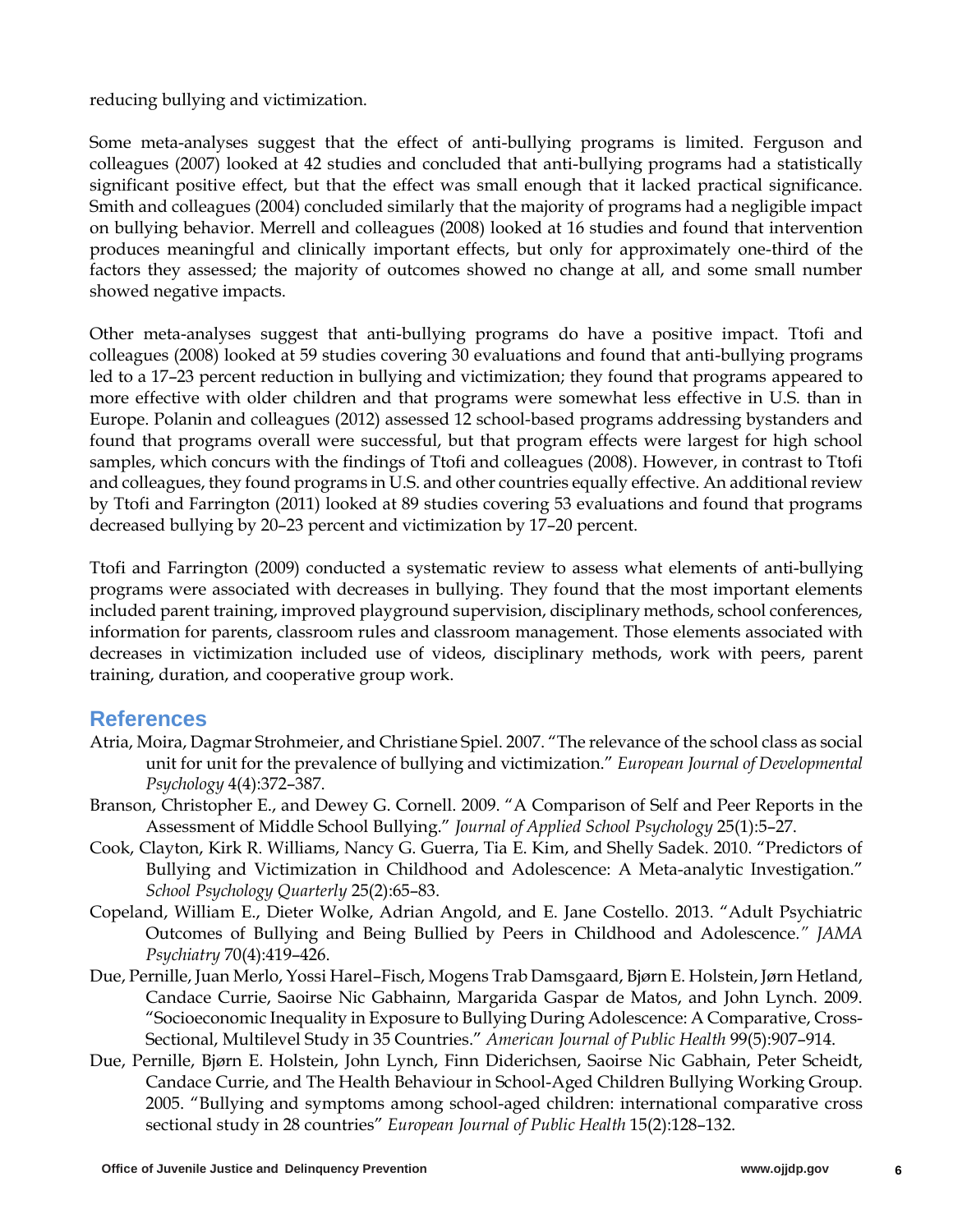reducing bullying and victimization.

Some meta-analyses suggest that the effect of anti-bullying programs is limited. Ferguson and colleagues (2007) looked at 42 studies and concluded that anti-bullying programs had a statistically significant positive effect, but that the effect was small enough that it lacked practical significance. Smith and colleagues (2004) concluded similarly that the majority of programs had a negligible impact on bullying behavior. Merrell and colleagues (2008) looked at 16 studies and found that intervention produces meaningful and clinically important effects, but only for approximately one-third of the factors they assessed; the majority of outcomes showed no change at all, and some small number showed negative impacts.

Other meta-analyses suggest that anti-bullying programs do have a positive impact. Ttofi and colleagues (2008) looked at 59 studies covering 30 evaluations and found that anti-bullying programs led to a 17–23 percent reduction in bullying and victimization; they found that programs appeared to more effective with older children and that programs were somewhat less effective in U.S. than in Europe. Polanin and colleagues (2012) assessed 12 school-based programs addressing bystanders and found that programs overall were successful, but that program effects were largest for high school samples, which concurs with the findings of Ttofi and colleagues (2008). However, in contrast to Ttofi and colleagues, they found programs in U.S. and other countries equally effective. An additional review by Ttofi and Farrington (2011) looked at 89 studies covering 53 evaluations and found that programs decreased bullying by 20–23 percent and victimization by 17–20 percent.

Ttofi and Farrington (2009) conducted a systematic review to assess what elements of anti-bullying programs were associated with decreases in bullying. They found that the most important elements included parent training, improved playground supervision, disciplinary methods, school conferences, information for parents, classroom rules and classroom management. Those elements associated with decreases in victimization included use of videos, disciplinary methods, work with peers, parent training, duration, and cooperative group work.

## References

Atria, Moira, Dagmar Strohmeier, and Christiane Spiel. 2007. "The relevance of the school class as social unit for unit for the prevalence of bullying and victimization." *European Journal of Developmental Psychology* 4(4):372–387.

Branson, Christopher E., and Dewey G. Cornell. 2009. "A Comparison of Self and Peer Reports in the Assessment of Middle School Bullying." *Journal of Applied School Psychology* 25(1):5–27.

Cook, Clayton, Kirk R. Williams, Nancy G. Guerra, Tia E. Kim, and Shelly Sadek. 2010. "Predictors of Bullying and Victimization in Childhood and Adolescence: A Meta-analytic Investigation." *School Psychology Quarterly* 25(2):65–83.

Copeland, William E., Dieter Wolke, Adrian Angold, and E. Jane Costello. 2013. "Adult Psychiatric Outcomes of Bullying and Being Bullied by Peers in Childhood and Adolescence." *JAMA Psychiatry* 70(4):419–426.

Due, Pernille, Juan Merlo, Yossi Harel–Fisch, Mogens Trab Damsgaard, Bjørn E. Holstein, Jørn Hetland, Candace Currie, Saoirse Nic Gabhainn, Margarida Gaspar de Matos, and John Lynch. 2009. "Socioeconomic Inequality in Exposure to Bullying During Adolescence: A Comparative, Cross-Sectional, Multilevel Study in 35 Countries." *American Journal of Public Health* 99(5):907–914.

Due, Pernille, Bjørn E. Holstein, John Lynch, Finn Diderichsen, Saoirse Nic Gabhain, Peter Scheidt, Candace Currie, and The Health Behaviour in School-Aged Children Bullying Working Group. 2005. "Bullying and symptoms among school-aged children: international comparative cross sectional study in 28 countries" *European Journal of Public Health* 15(2):128–132.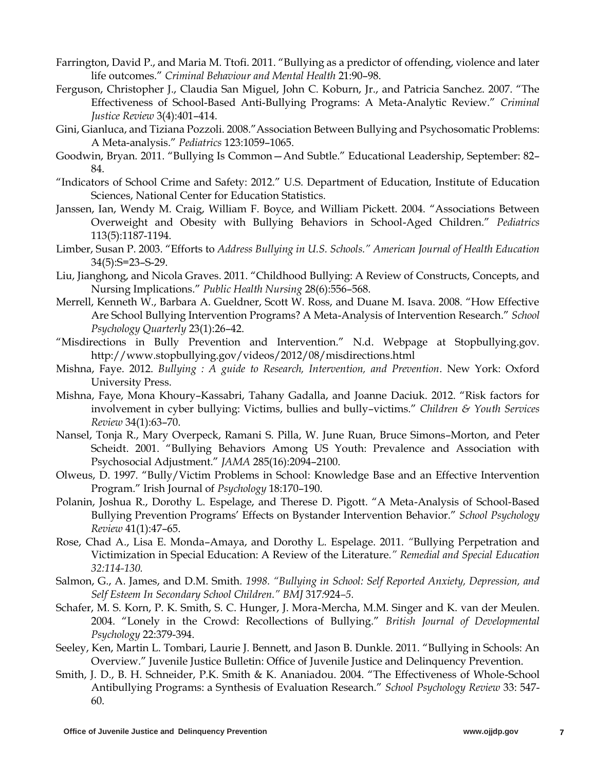Farrington, David P., and Maria M. Ttofi. 2011. "Bullying as a predictor of offending, violence and later life outcomes." *Criminal Behaviour and Mental Health* 21:90–98.

Ferguson, Christopher J., Claudia San Miguel, John C. Koburn, Jr., and Patricia Sanchez. 2007. "The Effectiveness of School-Based Anti-Bullying Programs: A Meta-Analytic Review." *Criminal Justice Review* 3(4):401–414.

Gini, Gianluca, and Tiziana Pozzoli. 2008."Association Between Bullying and Psychosomatic Problems: A Meta-analysis." *Pediatrics* 123:1059–1065.

Goodwin, Bryan. 2011. "Bullying Is Common—And Subtle." Educational Leadership, September: 82–84.

"Indicators of School Crime and Safety: 2012." U.S. Department of Education, Institute of Education Sciences, National Center for Education Statistics.

Janssen, Ian, Wendy M. Craig, William F. Boyce, and William Pickett. 2004. "Associations Between Overweight and Obesity with Bullying Behaviors in School-Aged Children." *Pediatrics* 113(5):1187-1194.

Limber, Susan P. 2003. "Efforts to *Address Bullying in U.S. Schools." American Journal of Health Education* 34(5):S=23–S-29.

Liu, Jianghong, and Nicola Graves. 2011. "Childhood Bullying: A Review of Constructs, Concepts, and Nursing Implications." *Public Health Nursing* 28(6):556–568.

Merrell, Kenneth W., Barbara A. Gueldner, Scott W. Ross, and Duane M. Isava. 2008. "How Effective Are School Bullying Intervention Programs? A Meta-Analysis of Intervention Research." *School Psychology Quarterly* 23(1):26–42.

"Misdirections in Bully Prevention and Intervention." N.d. Webpage at Stopbullying.gov. http://www.stopbullying.gov/videos/2012/08/misdirections.html

Mishna, Faye. 2012. *Bullying : A guide to Research, Intervention, and Prevention*. New York: Oxford University Press.

Mishna, Faye, Mona Khoury–Kassabri, Tahany Gadalla, and Joanne Daciuk. 2012. "Risk factors for involvement in cyber bullying: Victims, bullies and bully–victims." *Children & Youth Services Review* 34(1):63–70.

Nansel, Tonja R., Mary Overpeck, Ramani S. Pilla, W. June Ruan, Bruce Simons–Morton, and Peter Scheidt. 2001. "Bullying Behaviors Among US Youth: Prevalence and Association with Psychosocial Adjustment." *JAMA* 285(16):2094–2100.

Olweus, D. 1997. "Bully/Victim Problems in School: Knowledge Base and an Effective Intervention Program." Irish Journal of *Psychology* 18:170–190.

Polanin, Joshua R., Dorothy L. Espelage, and Therese D. Pigott. "A Meta-Analysis of School-Based Bullying Prevention Programs' Effects on Bystander Intervention Behavior." *School Psychology Review* 41(1):47–65.

Rose, Chad A., Lisa E. Monda–Amaya, and Dorothy L. Espelage. 2011. "Bullying Perpetration and Victimization in Special Education: A Review of the Literature." *Remedial and Special Education 32:114-130.*

Salmon, G., A. James, and D.M. Smith. *1998. "Bullying in School: Self Reported Anxiety, Depression, and Self Esteem In Secondary School Children." BMJ* 317*:924–5.*

Schafer, M. S. Korn, P. K. Smith, S. C. Hunger, J. Mora-Mercha, M.M. Singer and K. van der Meulen. 2004. "Lonely in the Crowd: Recollections of Bullying." *British Journal of Developmental Psychology* 22:379-394.

Seeley, Ken, Martin L. Tombari, Laurie J. Bennett, and Jason B. Dunkle. 2011. "Bullying in Schools: An Overview." Juvenile Justice Bulletin: Office of Juvenile Justice and Delinquency Prevention.

Smith, J. D., B. H. Schneider, P.K. Smith & K. Ananiadou. 2004. "The Effectiveness of Whole-School Antibullying Programs: a Synthesis of Evaluation Research." *School Psychology Review* 33: 547-60.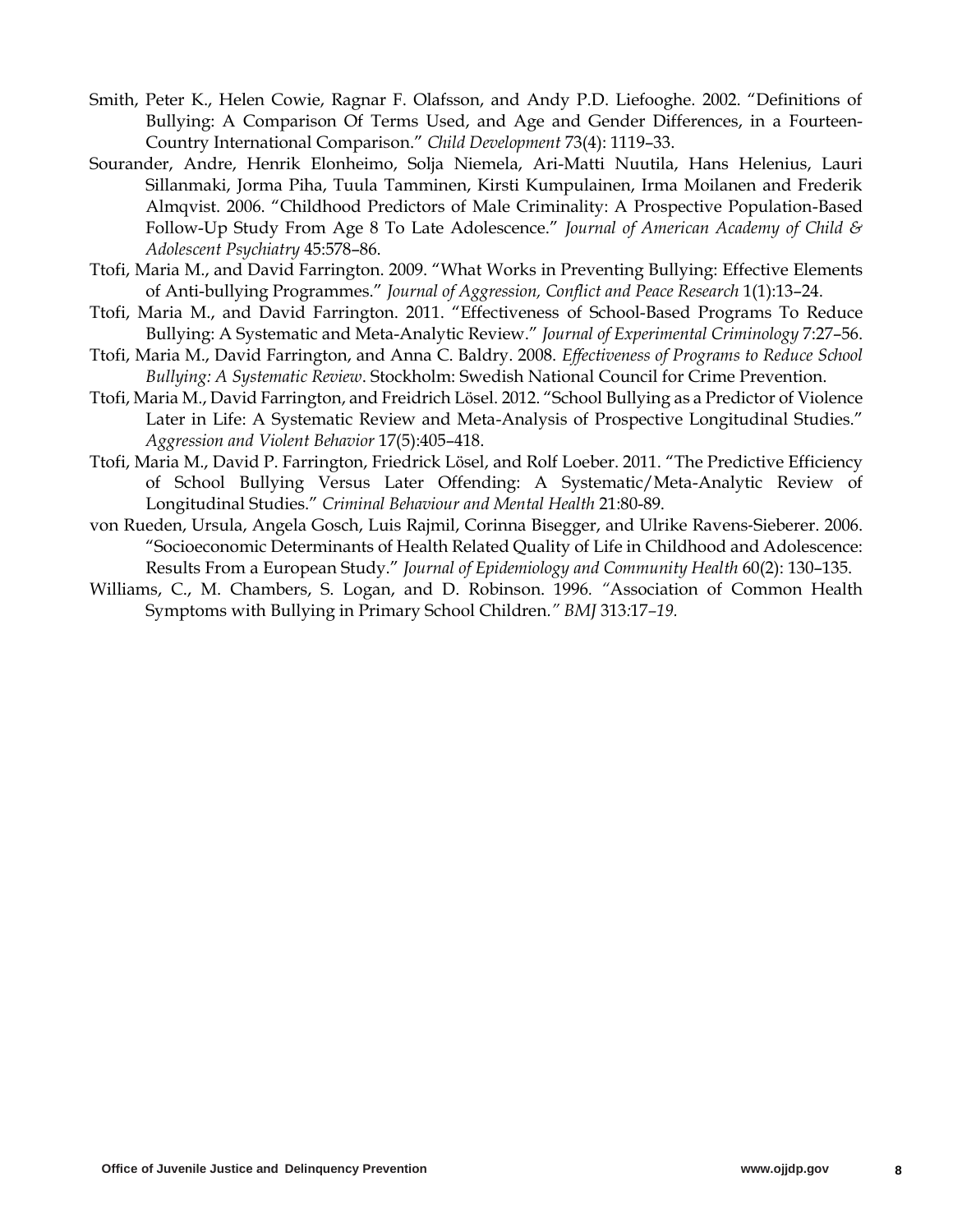Smith, Peter K., Helen Cowie, Ragnar F. Olafsson, and Andy P.D. Liefooghe. 2002. "Definitions of Bullying: A Comparison Of Terms Used, and Age and Gender Differences, in a Fourteen-Country International Comparison." *Child Development* 73(4): 1119–33.

Sourander, Andre, Henrik Elonheimo, Solja Niemela, Ari-Matti Nuutila, Hans Helenius, Lauri Sillanmaki, Jorma Piha, Tuula Tamminen, Kirsti Kumpulainen, Irma Moilanen and Frederik Almqvist. 2006. "Childhood Predictors of Male Criminality: A Prospective Population-Based Follow-Up Study From Age 8 To Late Adolescence." *Journal of American Academy of Child & Adolescent Psychiatry* 45:578–86.

Ttofi, Maria M., and David Farrington. 2009. "What Works in Preventing Bullying: Effective Elements of Anti-bullying Programmes." *Journal of Aggression, Conflict and Peace Research* 1(1):13–24.

Ttofi, Maria M., and David Farrington. 2011. "Effectiveness of School-Based Programs To Reduce Bullying: A Systematic and Meta-Analytic Review." *Journal of Experimental Criminology* 7:27–56.

Ttofi, Maria M., David Farrington, and Anna C. Baldry. 2008. *Effectiveness of Programs to Reduce School Bullying: A Systematic Review*. Stockholm: Swedish National Council for Crime Prevention.

Ttofi, Maria M., David Farrington, and Freidrich Lösel. 2012. "School Bullying as a Predictor of Violence Later in Life: A Systematic Review and Meta-Analysis of Prospective Longitudinal Studies." *Aggression and Violent Behavior* 17(5):405–418.

Ttofi, Maria M., David P. Farrington, Friedrick Lösel, and Rolf Loeber. 2011. "The Predictive Efficiency of School Bullying Versus Later Offending: A Systematic/Meta-Analytic Review of Longitudinal Studies." *Criminal Behaviour and Mental Health* 21:80-89.

von Rueden, Ursula, Angela Gosch, Luis Rajmil, Corinna Bisegger, and Ulrike Ravens-Sieberer. 2006. "Socioeconomic Determinants of Health Related Quality of Life in Childhood and Adolescence: Results From a European Study." *Journal of Epidemiology and Community Health* 60(2): 130–135.

Williams, C., M. Chambers, S. Logan, and D. Robinson. 1996. "Association of Common Health Symptoms with Bullying in Primary School Children." *BMJ* 313:17–19.